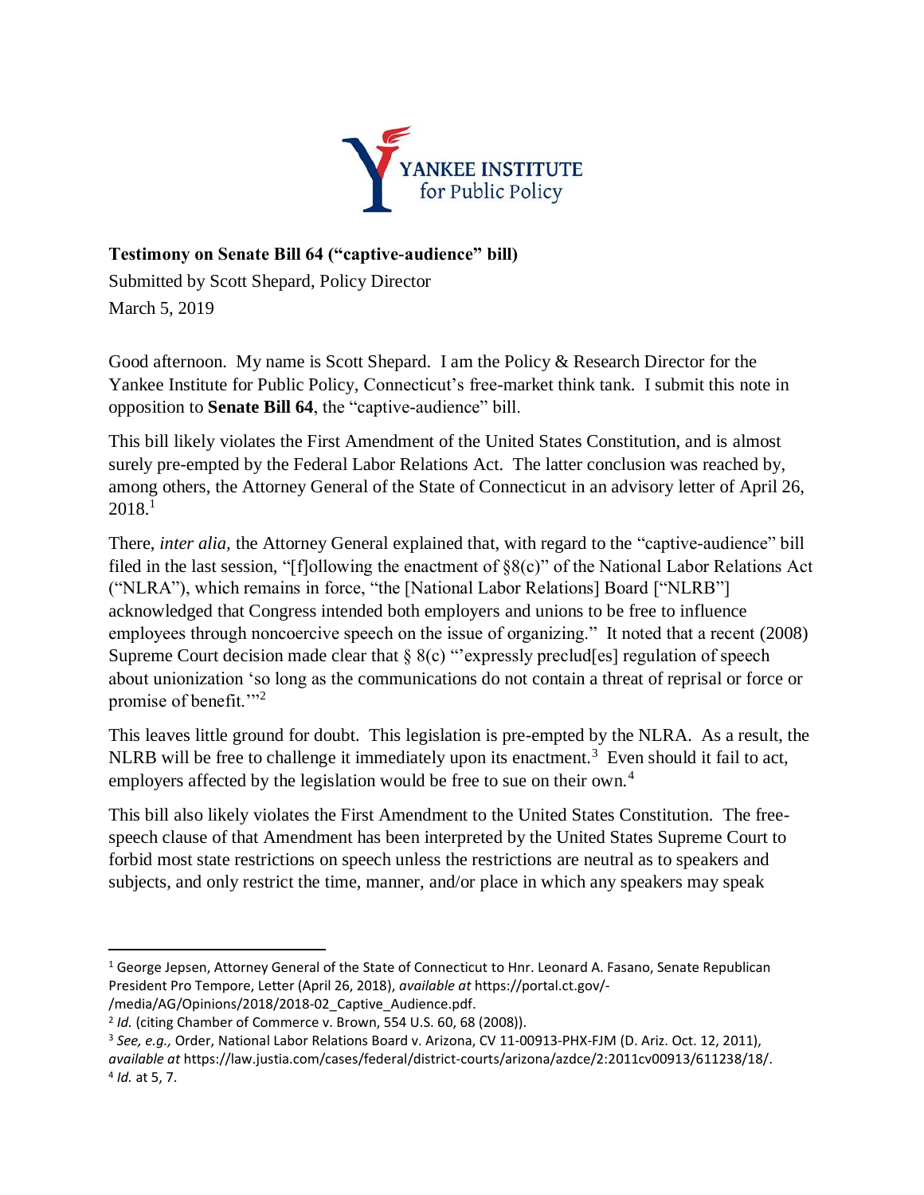YANKEE INSTITUTE for Public Policy

**Testimony on Senate Bill 64 ("captive-audience" bill)**

Submitted by Scott Shepard, Policy Director
March 5, 2019

Good afternoon. My name is Scott Shepard. I am the Policy & Research Director for the Yankee Institute for Public Policy, Connecticut's free-market think tank. I submit this note in opposition to **Senate Bill 64**, the "captive-audience" bill.

This bill likely violates the First Amendment of the United States Constitution, and is almost surely pre-empted by the Federal Labor Relations Act. The latter conclusion was reached by, among others, the Attorney General of the State of Connecticut in an advisory letter of April 26, 2018.[1]

There, *inter alia,* the Attorney General explained that, with regard to the "captive-audience" bill filed in the last session, "[f]ollowing the enactment of §8(c)" of the National Labor Relations Act ("NLRA"), which remains in force, "the [National Labor Relations] Board ["NLRB"] acknowledged that Congress intended both employers and unions to be free to influence employees through noncoercive speech on the issue of organizing." It noted that a recent (2008) Supreme Court decision made clear that § 8(c) "'expressly preclud[es] regulation of speech about unionization 'so long as the communications do not contain a threat of reprisal or force or promise of benefit.'"[2]

This leaves little ground for doubt. This legislation is pre-empted by the NLRA. As a result, the NLRB will be free to challenge it immediately upon its enactment.[3] Even should it fail to act, employers affected by the legislation would be free to sue on their own.[4]

This bill also likely violates the First Amendment to the United States Constitution. The free-speech clause of that Amendment has been interpreted by the United States Supreme Court to forbid most state restrictions on speech unless the restrictions are neutral as to speakers and subjects, and only restrict the time, manner, and/or place in which any speakers may speak

---

[1] George Jepsen, Attorney General of the State of Connecticut to Hnr. Leonard A. Fasano, Senate Republican President Pro Tempore, Letter (April 26, 2018), *available at* https://portal.ct.gov/-/media/AG/Opinions/2018/2018-02_Captive_Audience.pdf.

[2] *Id.* (citing Chamber of Commerce v. Brown, 554 U.S. 60, 68 (2008)).

[3] *See, e.g.,* Order, National Labor Relations Board v. Arizona, CV 11-00913-PHX-FJM (D. Ariz. Oct. 12, 2011), *available at* https://law.justia.com/cases/federal/district-courts/arizona/azdce/2:2011cv00913/611238/18/.

[4] *Id.* at 5, 7.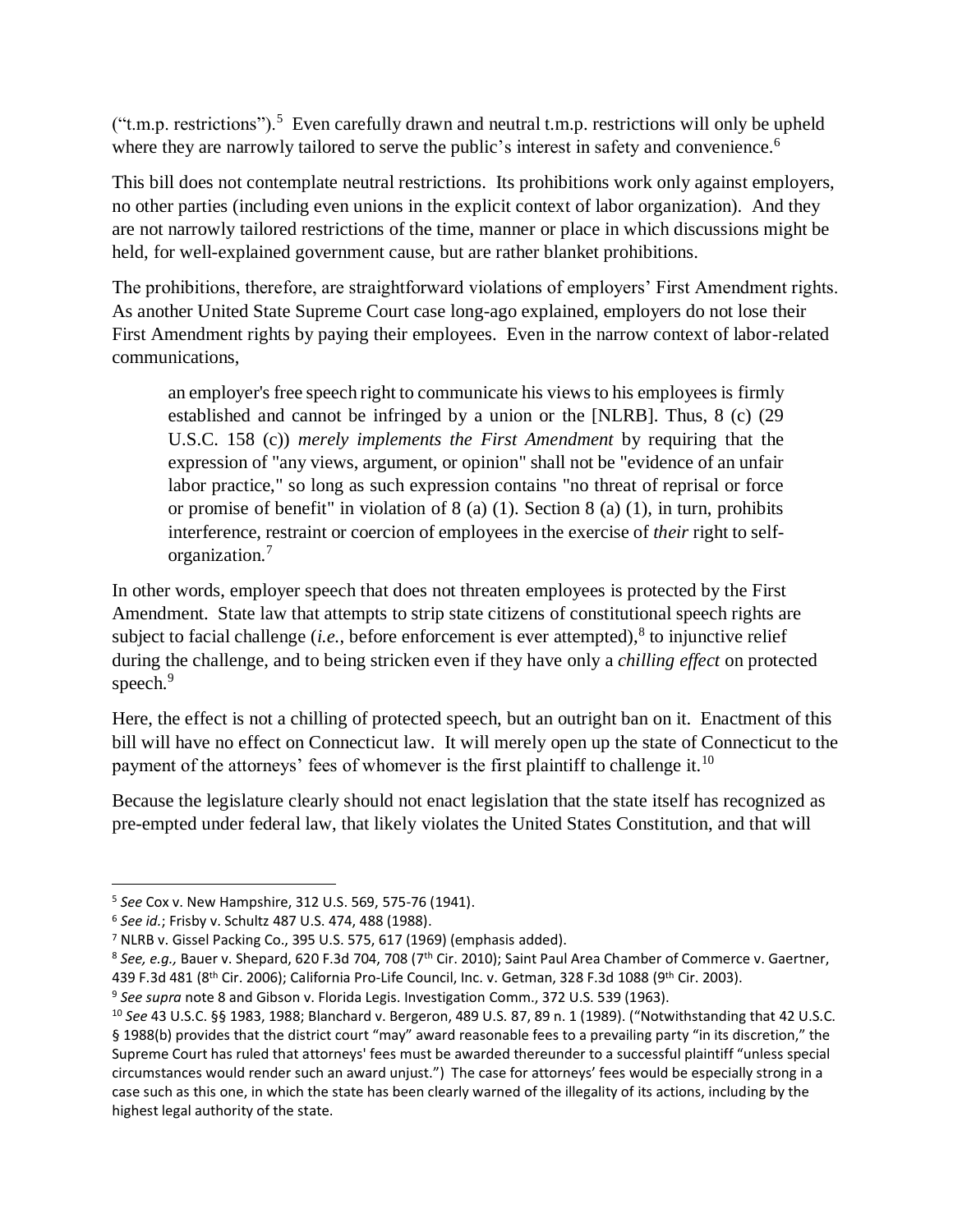("t.m.p. restrictions").[5] Even carefully drawn and neutral t.m.p. restrictions will only be upheld where they are narrowly tailored to serve the public's interest in safety and convenience.[6]

This bill does not contemplate neutral restrictions. Its prohibitions work only against employers, no other parties (including even unions in the explicit context of labor organization). And they are not narrowly tailored restrictions of the time, manner or place in which discussions might be held, for well-explained government cause, but are rather blanket prohibitions.

The prohibitions, therefore, are straightforward violations of employers' First Amendment rights. As another United State Supreme Court case long-ago explained, employers do not lose their First Amendment rights by paying their employees. Even in the narrow context of labor-related communications,

> an employer's free speech right to communicate his views to his employees is firmly established and cannot be infringed by a union or the [NLRB]. Thus, 8 (c) (29 U.S.C. 158 (c)) *merely implements the First Amendment* by requiring that the expression of "any views, argument, or opinion" shall not be "evidence of an unfair labor practice," so long as such expression contains "no threat of reprisal or force or promise of benefit" in violation of 8 (a) (1). Section 8 (a) (1), in turn, prohibits interference, restraint or coercion of employees in the exercise of *their* right to self-organization.[7]

In other words, employer speech that does not threaten employees is protected by the First Amendment. State law that attempts to strip state citizens of constitutional speech rights are subject to facial challenge (*i.e.*, before enforcement is ever attempted),[8] to injunctive relief during the challenge, and to being stricken even if they have only a *chilling effect* on protected speech.[9]

Here, the effect is not a chilling of protected speech, but an outright ban on it. Enactment of this bill will have no effect on Connecticut law. It will merely open up the state of Connecticut to the payment of the attorneys' fees of whomever is the first plaintiff to challenge it.[10]

Because the legislature clearly should not enact legislation that the state itself has recognized as pre-empted under federal law, that likely violates the United States Constitution, and that will

---

[5] *See* Cox v. New Hampshire, 312 U.S. 569, 575-76 (1941).

[6] *See id.*; Frisby v. Schultz 487 U.S. 474, 488 (1988).

[7] NLRB v. Gissel Packing Co., 395 U.S. 575, 617 (1969) (emphasis added).

[8] *See, e.g.,* Bauer v. Shepard, 620 F.3d 704, 708 (7th Cir. 2010); Saint Paul Area Chamber of Commerce v. Gaertner, 439 F.3d 481 (8th Cir. 2006); California Pro-Life Council, Inc. v. Getman, 328 F.3d 1088 (9th Cir. 2003).

[9] *See supra* note 8 and Gibson v. Florida Legis. Investigation Comm., 372 U.S. 539 (1963).

[10] *See* 43 U.S.C. §§ 1983, 1988; Blanchard v. Bergeron, 489 U.S. 87, 89 n. 1 (1989). ("Notwithstanding that 42 U.S.C. § 1988(b) provides that the district court "may" award reasonable fees to a prevailing party "in its discretion," the Supreme Court has ruled that attorneys' fees must be awarded thereunder to a successful plaintiff "unless special circumstances would render such an award unjust.") The case for attorneys' fees would be especially strong in a case such as this one, in which the state has been clearly warned of the illegality of its actions, including by the highest legal authority of the state.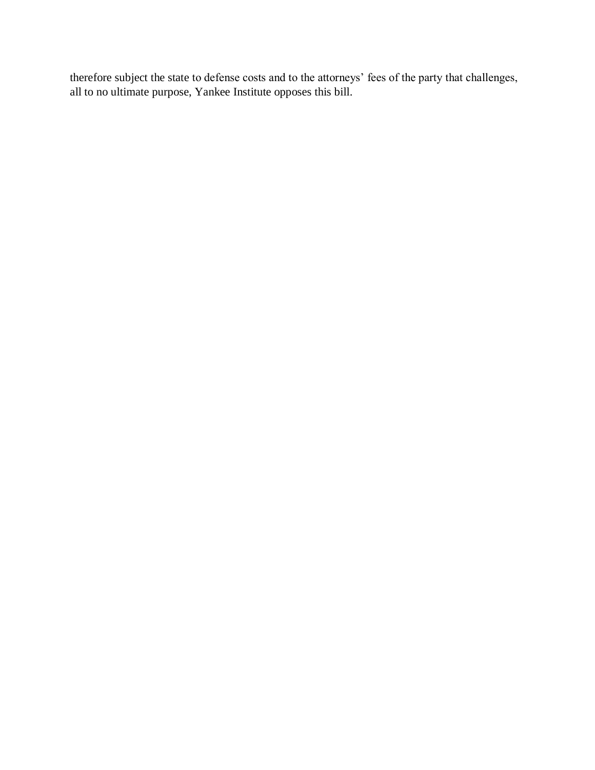therefore subject the state to defense costs and to the attorneys' fees of the party that challenges, all to no ultimate purpose, Yankee Institute opposes this bill.